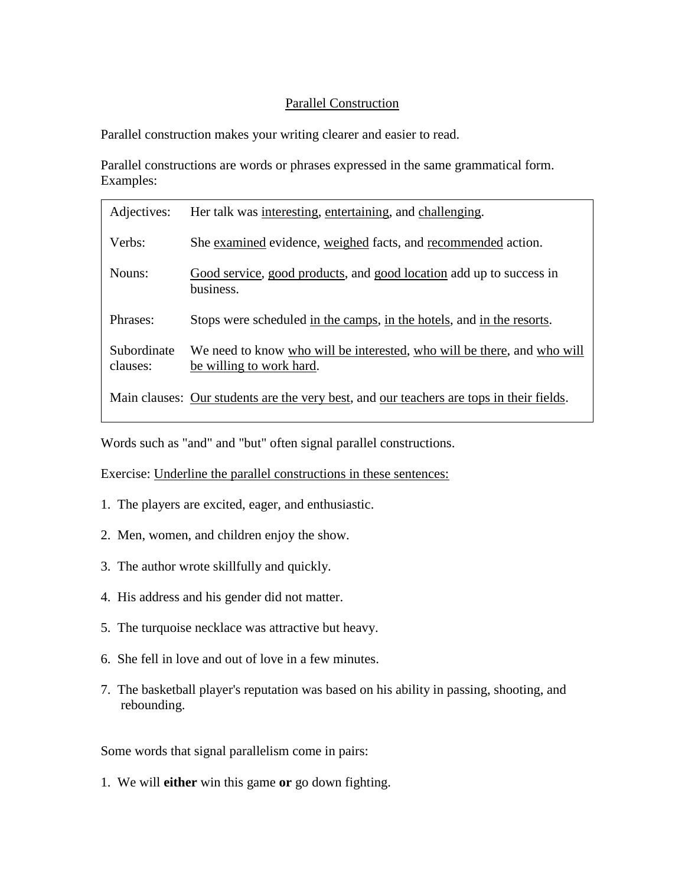# Parallel Construction

Parallel construction makes your writing clearer and easier to read.

Parallel constructions are words or phrases expressed in the same grammatical form. Examples:

| | |
|---|---|
| Adjectives: | Her talk was <u>interesting</u>, <u>entertaining</u>, and <u>challenging</u>. |
| Verbs: | She <u>examined</u> evidence, <u>weighed</u> facts, and <u>recommended</u> action. |
| Nouns: | <u>Good service</u>, <u>good products</u>, and <u>good location</u> add up to success in business. |
| Phrases: | Stops were scheduled <u>in the camps</u>, <u>in the hotels</u>, and <u>in the resorts</u>. |
| Subordinate clauses: | We need to know <u>who will be interested</u>, <u>who will be there</u>, and <u>who will be willing to work hard</u>. |
| Main clauses: | <u>Our students are the very best</u>, and <u>our teachers are tops in their fields</u>. |

Words such as "and" and "but" often signal parallel constructions.

Exercise: <u>Underline the parallel constructions in these sentences:</u>

1. The players are excited, eager, and enthusiastic.
2. Men, women, and children enjoy the show.
3. The author wrote skillfully and quickly.
4. His address and his gender did not matter.
5. The turquoise necklace was attractive but heavy.
6. She fell in love and out of love in a few minutes.
7. The basketball player's reputation was based on his ability in passing, shooting, and rebounding.

Some words that signal parallelism come in pairs:

1. We will **either** win this game **or** go down fighting.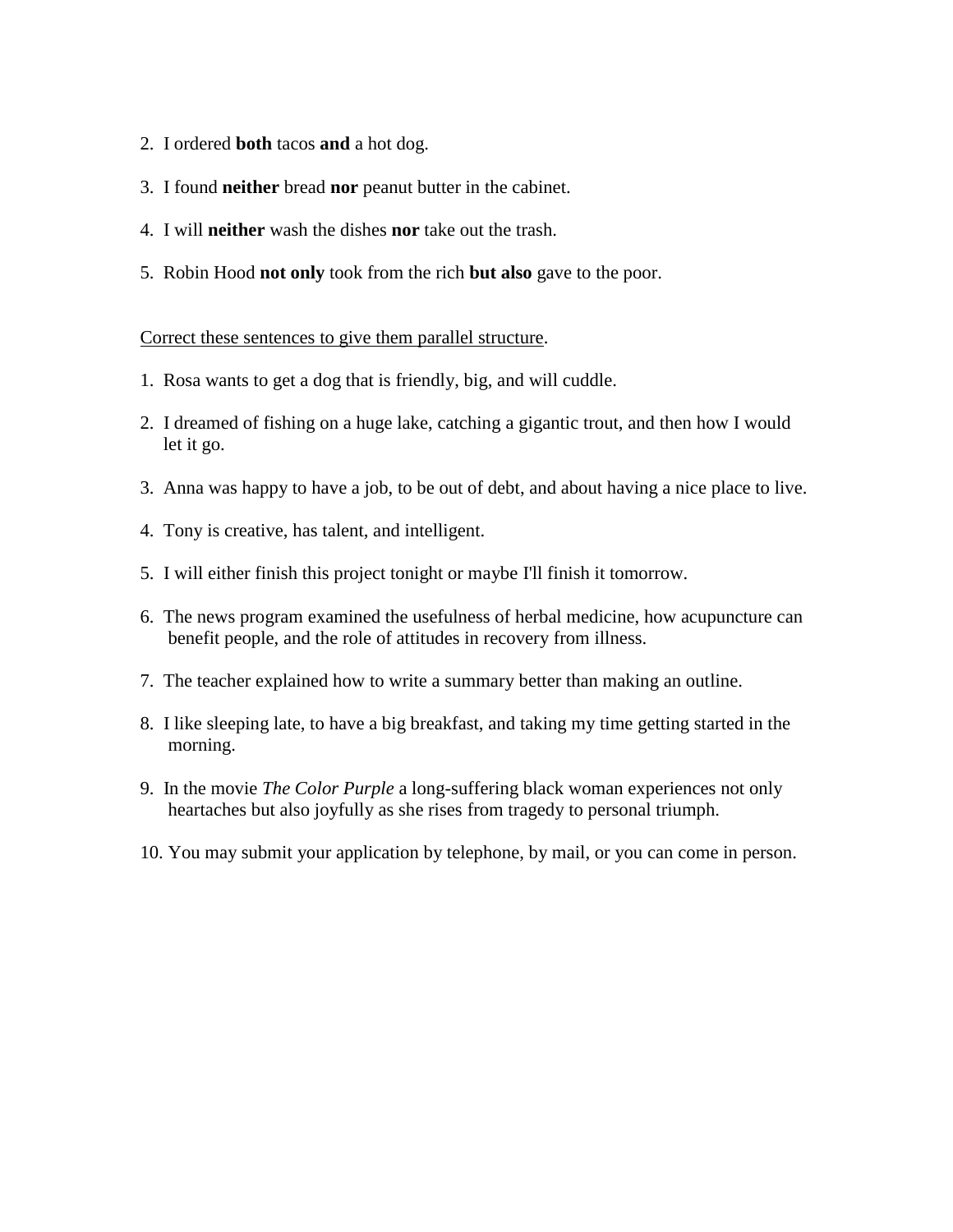2. I ordered **both** tacos **and** a hot dog.

3. I found **neither** bread **nor** peanut butter in the cabinet.

4. I will **neither** wash the dishes **nor** take out the trash.

5. Robin Hood **not only** took from the rich **but also** gave to the poor.

<u>Correct these sentences to give them parallel structure</u>.

1. Rosa wants to get a dog that is friendly, big, and will cuddle.

2. I dreamed of fishing on a huge lake, catching a gigantic trout, and then how I would let it go.

3. Anna was happy to have a job, to be out of debt, and about having a nice place to live.

4. Tony is creative, has talent, and intelligent.

5. I will either finish this project tonight or maybe I'll finish it tomorrow.

6. The news program examined the usefulness of herbal medicine, how acupuncture can benefit people, and the role of attitudes in recovery from illness.

7. The teacher explained how to write a summary better than making an outline.

8. I like sleeping late, to have a big breakfast, and taking my time getting started in the morning.

9. In the movie *The Color Purple* a long-suffering black woman experiences not only heartaches but also joyfully as she rises from tragedy to personal triumph.

10. You may submit your application by telephone, by mail, or you can come in person.